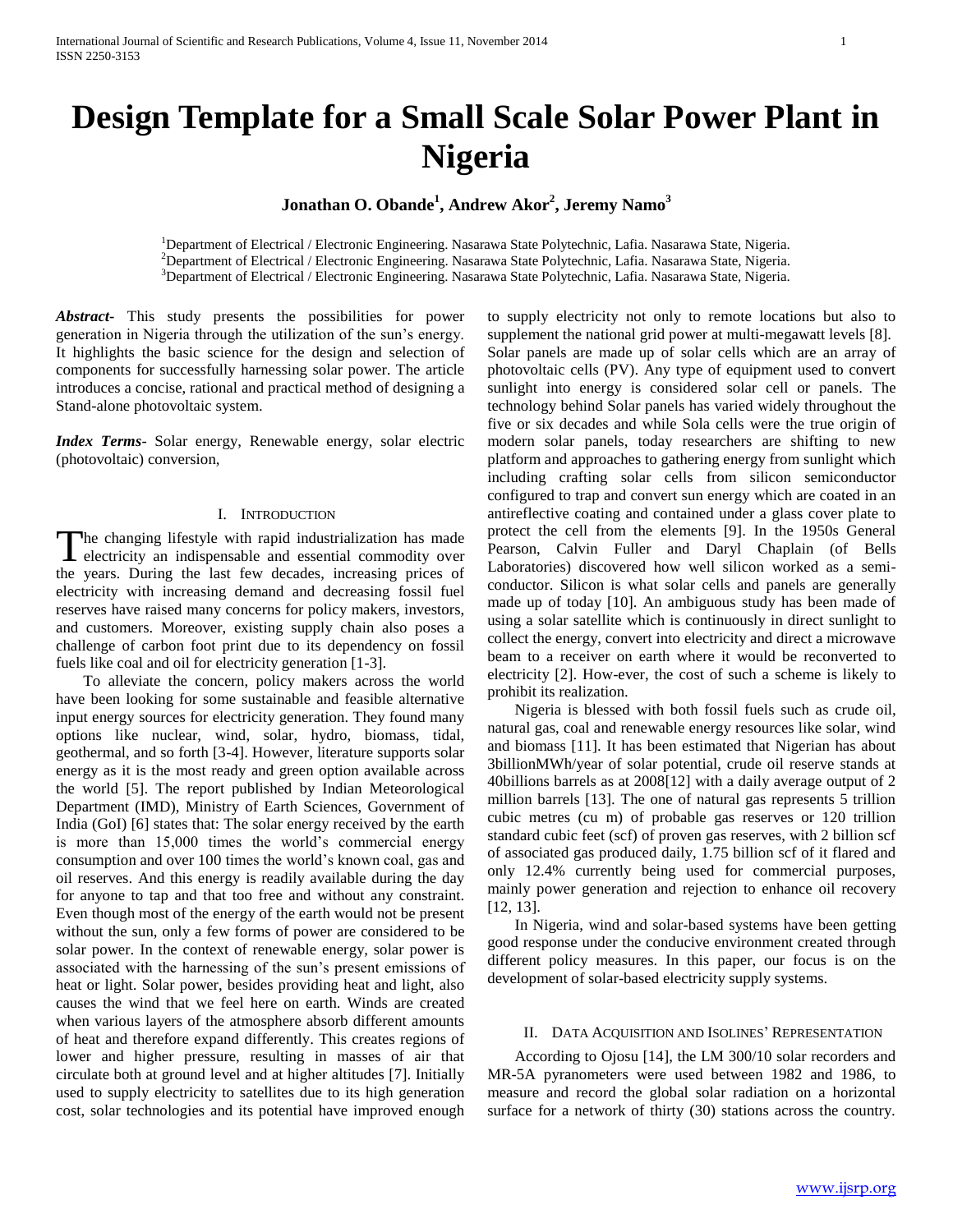# Design Template for a Small Scale Solar Power Plant in Nigeria

**Jonathan O. Obande[1], Andrew Akor[2], Jeremy Namo[3]**

[1]Department of Electrical / Electronic Engineering. Nasarawa State Polytechnic, Lafia. Nasarawa State, Nigeria.
[2]Department of Electrical / Electronic Engineering. Nasarawa State Polytechnic, Lafia. Nasarawa State, Nigeria.
[3]Department of Electrical / Electronic Engineering. Nasarawa State Polytechnic, Lafia. Nasarawa State, Nigeria.

***Abstract***- This study presents the possibilities for power generation in Nigeria through the utilization of the sun's energy. It highlights the basic science for the design and selection of components for successfully harnessing solar power. The article introduces a concise, rational and practical method of designing a Stand-alone photovoltaic system.

***Index Terms***- Solar energy, Renewable energy, solar electric (photovoltaic) conversion,

## I. Introduction

The changing lifestyle with rapid industrialization has made electricity an indispensable and essential commodity over the years. During the last few decades, increasing prices of electricity with increasing demand and decreasing fossil fuel reserves have raised many concerns for policy makers, investors, and customers. Moreover, existing supply chain also poses a challenge of carbon foot print due to its dependency on fossil fuels like coal and oil for electricity generation [1-3].

To alleviate the concern, policy makers across the world have been looking for some sustainable and feasible alternative input energy sources for electricity generation. They found many options like nuclear, wind, solar, hydro, biomass, tidal, geothermal, and so forth [3-4]. However, literature supports solar energy as it is the most ready and green option available across the world [5]. The report published by Indian Meteorological Department (IMD), Ministry of Earth Sciences, Government of India (GoI) [6] states that: The solar energy received by the earth is more than 15,000 times the world's commercial energy consumption and over 100 times the world's known coal, gas and oil reserves. And this energy is readily available during the day for anyone to tap and that too free and without any constraint. Even though most of the energy of the earth would not be present without the sun, only a few forms of power are considered to be solar power. In the context of renewable energy, solar power is associated with the harnessing of the sun's present emissions of heat or light. Solar power, besides providing heat and light, also causes the wind that we feel here on earth. Winds are created when various layers of the atmosphere absorb different amounts of heat and therefore expand differently. This creates regions of lower and higher pressure, resulting in masses of air that circulate both at ground level and at higher altitudes [7]. Initially used to supply electricity to satellites due to its high generation cost, solar technologies and its potential have improved enough to supply electricity not only to remote locations but also to supplement the national grid power at multi-megawatt levels [8]. Solar panels are made up of solar cells which are an array of photovoltaic cells (PV). Any type of equipment used to convert sunlight into energy is considered solar cell or panels. The technology behind Solar panels has varied widely throughout the five or six decades and while Sola cells were the true origin of modern solar panels, today researchers are shifting to new platform and approaches to gathering energy from sunlight which including crafting solar cells from silicon semiconductor configured to trap and convert sun energy which are coated in an antireflective coating and contained under a glass cover plate to protect the cell from the elements [9]. In the 1950s General Pearson, Calvin Fuller and Daryl Chaplain (of Bells Laboratories) discovered how well silicon worked as a semi-conductor. Silicon is what solar cells and panels are generally made up of today [10]. An ambiguous study has been made of using a solar satellite which is continuously in direct sunlight to collect the energy, convert into electricity and direct a microwave beam to a receiver on earth where it would be reconverted to electricity [2]. How-ever, the cost of such a scheme is likely to prohibit its realization.

Nigeria is blessed with both fossil fuels such as crude oil, natural gas, coal and renewable energy resources like solar, wind and biomass [11]. It has been estimated that Nigerian has about 3billionMWh/year of solar potential, crude oil reserve stands at 40billions barrels as at 2008[12] with a daily average output of 2 million barrels [13]. The one of natural gas represents 5 trillion cubic metres (cu m) of probable gas reserves or 120 trillion standard cubic feet (scf) of proven gas reserves, with 2 billion scf of associated gas produced daily, 1.75 billion scf of it flared and only 12.4% currently being used for commercial purposes, mainly power generation and rejection to enhance oil recovery [12, 13].

In Nigeria, wind and solar-based systems have been getting good response under the conducive environment created through different policy measures. In this paper, our focus is on the development of solar-based electricity supply systems.

## II. Data Acquisition and Isolines' Representation

According to Ojosu [14], the LM 300/10 solar recorders and MR-5A pyranometers were used between 1982 and 1986, to measure and record the global solar radiation on a horizontal surface for a network of thirty (30) stations across the country.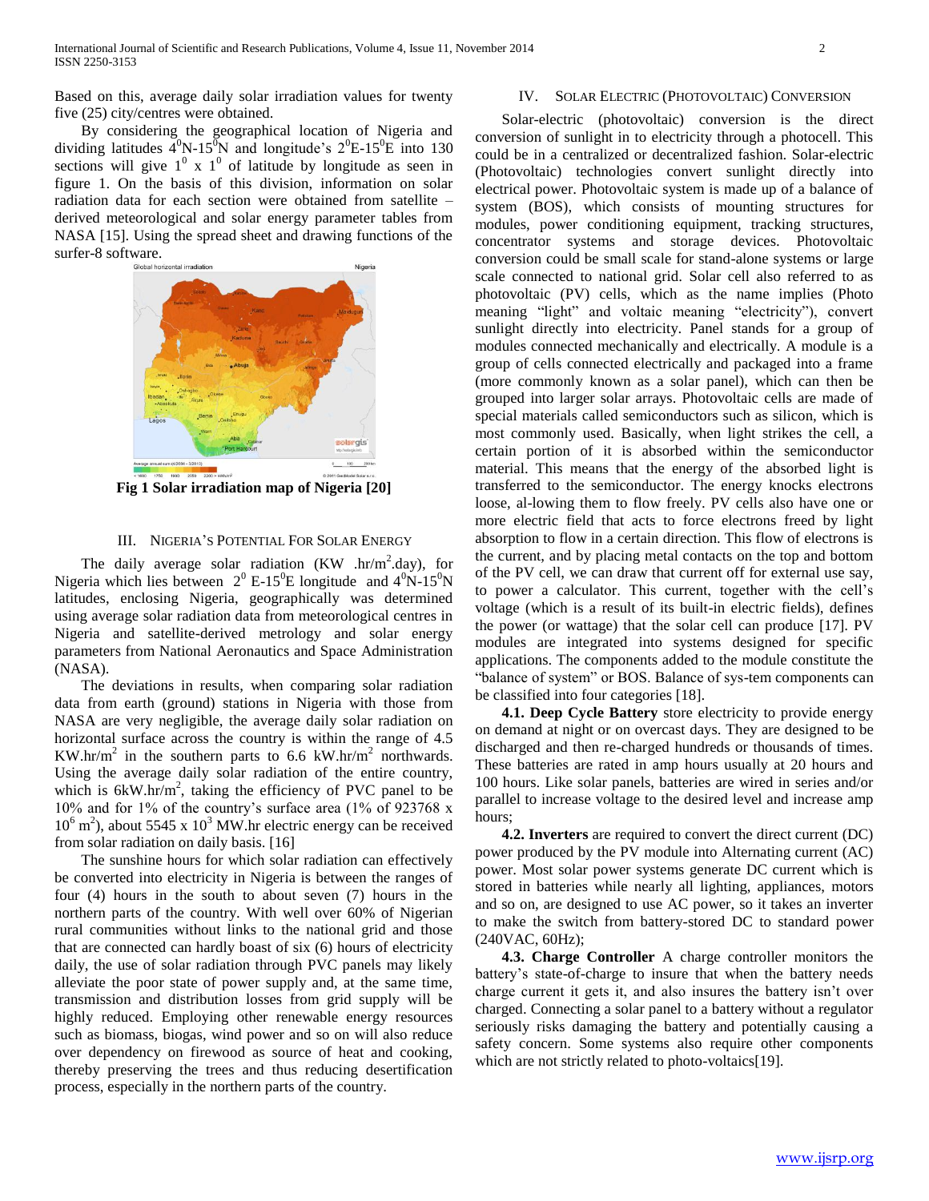Based on this, average daily solar irradiation values for twenty five (25) city/centres were obtained.

By considering the geographical location of Nigeria and dividing latitudes $4^0$N-$15^0$N and longitude's $2^0$E-$15^0$E into 130 sections will give $1^0$ x $1^0$ of latitude by longitude as seen in figure 1. On the basis of this division, information on solar radiation data for each section were obtained from satellite – derived meteorological and solar energy parameter tables from NASA [15]. Using the spread sheet and drawing functions of the surfer-8 software.

**Fig 1 Solar irradiation map of Nigeria [20]**

## III. Nigeria's Potential For Solar Energy

The daily average solar radiation (KW .hr/m$^2$.day), for Nigeria which lies between $2^0$ E-$15^0$E longitude and $4^0$N-$15^0$N latitudes, enclosing Nigeria, geographically was determined using average solar radiation data from meteorological centres in Nigeria and satellite-derived metrology and solar energy parameters from National Aeronautics and Space Administration (NASA).

The deviations in results, when comparing solar radiation data from earth (ground) stations in Nigeria with those from NASA are very negligible, the average daily solar radiation on horizontal surface across the country is within the range of 4.5 KW.hr/m$^2$ in the southern parts to 6.6 kW.hr/m$^2$ northwards. Using the average daily solar radiation of the entire country, which is 6kW.hr/m$^2$, taking the efficiency of PVC panel to be 10% and for 1% of the country's surface area (1% of 923768 x $10^6$ m$^2$), about 5545 x $10^3$ MW.hr electric energy can be received from solar radiation on daily basis. [16]

The sunshine hours for which solar radiation can effectively be converted into electricity in Nigeria is between the ranges of four (4) hours in the south to about seven (7) hours in the northern parts of the country. With well over 60% of Nigerian rural communities without links to the national grid and those that are connected can hardly boast of six (6) hours of electricity daily, the use of solar radiation through PVC panels may likely alleviate the poor state of power supply and, at the same time, transmission and distribution losses from grid supply will be highly reduced. Employing other renewable energy resources such as biomass, biogas, wind power and so on will also reduce over dependency on firewood as source of heat and cooking, thereby preserving the trees and thus reducing desertification process, especially in the northern parts of the country.

## IV. Solar Electric (Photovoltaic) Conversion

Solar-electric (photovoltaic) conversion is the direct conversion of sunlight in to electricity through a photocell. This could be in a centralized or decentralized fashion. Solar-electric (Photovoltaic) technologies convert sunlight directly into electrical power. Photovoltaic system is made up of a balance of system (BOS), which consists of mounting structures for modules, power conditioning equipment, tracking structures, concentrator systems and storage devices. Photovoltaic conversion could be small scale for stand-alone systems or large scale connected to national grid. Solar cell also referred to as photovoltaic (PV) cells, which as the name implies (Photo meaning "light" and voltaic meaning "electricity"), convert sunlight directly into electricity. Panel stands for a group of modules connected mechanically and electrically. A module is a group of cells connected electrically and packaged into a frame (more commonly known as a solar panel), which can then be grouped into larger solar arrays. Photovoltaic cells are made of special materials called semiconductors such as silicon, which is most commonly used. Basically, when light strikes the cell, a certain portion of it is absorbed within the semiconductor material. This means that the energy of the absorbed light is transferred to the semiconductor. The energy knocks electrons loose, al-lowing them to flow freely. PV cells also have one or more electric field that acts to force electrons freed by light absorption to flow in a certain direction. This flow of electrons is the current, and by placing metal contacts on the top and bottom of the PV cell, we can draw that current off for external use say, to power a calculator. This current, together with the cell's voltage (which is a result of its built-in electric fields), defines the power (or wattage) that the solar cell can produce [17]. PV modules are integrated into systems designed for specific applications. The components added to the module constitute the "balance of system" or BOS. Balance of sys-tem components can be classified into four categories [18].

**4.1. Deep Cycle Battery** store electricity to provide energy on demand at night or on overcast days. They are designed to be discharged and then re-charged hundreds or thousands of times. These batteries are rated in amp hours usually at 20 hours and 100 hours. Like solar panels, batteries are wired in series and/or parallel to increase voltage to the desired level and increase amp hours;

**4.2. Inverters** are required to convert the direct current (DC) power produced by the PV module into Alternating current (AC) power. Most solar power systems generate DC current which is stored in batteries while nearly all lighting, appliances, motors and so on, are designed to use AC power, so it takes an inverter to make the switch from battery-stored DC to standard power (240VAC, 60Hz);

**4.3. Charge Controller** A charge controller monitors the battery's state-of-charge to insure that when the battery needs charge current it gets it, and also insures the battery isn't over charged. Connecting a solar panel to a battery without a regulator seriously risks damaging the battery and potentially causing a safety concern. Some systems also require other components which are not strictly related to photo-voltaics[19].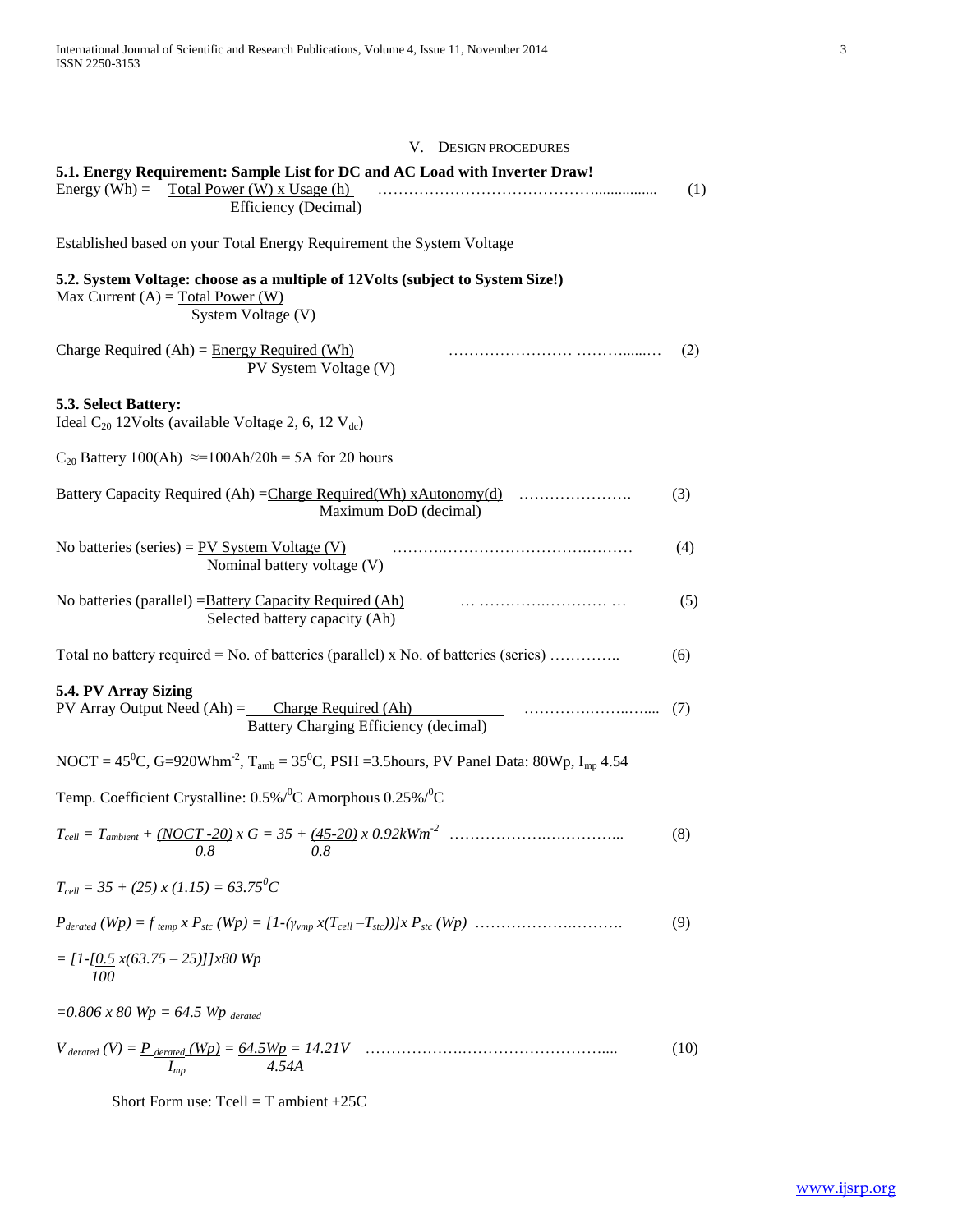## V. DESIGN PROCEDURES

**5.1. Energy Requirement: Sample List for DC and AC Load with Inverter Draw!**

$$\text{Energy (Wh)} = \frac{\text{Total Power (W) x Usage (h)}}{\text{Efficiency (Decimal)}} \quad \text{......} \quad (1)$$

Established based on your Total Energy Requirement the System Voltage

**5.2. System Voltage: choose as a multiple of 12Volts (subject to System Size!)**

$$\text{Max Current (A)} = \frac{\text{Total Power (W)}}{\text{System Voltage (V)}}$$

$$\text{Charge Required (Ah)} = \frac{\text{Energy Required (Wh)}}{\text{PV System Voltage (V)}} \quad \text{......} \quad (2)$$

**5.3. Select Battery:**

Ideal $C_{20}$ 12Volts (available Voltage 2, 6, 12 $V_{dc}$)

$C_{20}$ Battery 100(Ah) $\approx$=100Ah/20h = 5A for 20 hours

$$\text{Battery Capacity Required (Ah)} = \frac{\text{Charge Required(Wh) xAutonomy(d)}}{\text{Maximum DoD (decimal)}} \quad \text{......} \quad (3)$$

$$\text{No batteries (series)} = \frac{\text{PV System Voltage (V)}}{\text{Nominal battery voltage (V)}} \quad \text{......} \quad (4)$$

$$\text{No batteries (parallel)} = \frac{\text{Battery Capacity Required (Ah)}}{\text{Selected battery capacity (Ah)}} \quad \text{......} \quad (5)$$

Total no battery required = No. of batteries (parallel) x No. of batteries (series) ………….. (6)

**5.4. PV Array Sizing**

$$\text{PV Array Output Need (Ah)} = \frac{\text{Charge Required (Ah)}}{\text{Battery Charging Efficiency (decimal)}} \quad \text{......} \quad (7)$$

NOCT = $45^0$C, G=920Whm$^{-2}$, $T_{amb}$ = $35^0$C, PSH =3.5hours, PV Panel Data: 80Wp, $I_{mp}$ 4.54

Temp. Coefficient Crystalline: 0.5%/$^0$C Amorphous 0.25%/$^0$C

$$T_{cell} = T_{ambient} + \frac{(NOCT - 20)}{0.8} x\, G = 35 + \frac{(45-20)}{0.8} x\, 0.92kWm^{-2} \quad \text{......} \quad (8)$$

$$T_{cell} = 35 + (25) x (1.15) = 63.75^0C$$

$$P_{derated}\,(Wp) = f_{temp}\, x\, P_{stc}\,(Wp) = [1-(\gamma_{vmp}\, x(T_{cell} - T_{stc}))] x\, P_{stc}\,(Wp) \quad \text{......} \quad (9)$$

$$= [1-[\frac{0.5}{100} x(63.75 - 25)]]x80\, Wp$$

$$=0.806\, x\, 80\, Wp = 64.5\, Wp_{\,derated}$$

$$V_{derated}\,(V) = \frac{P_{derated}\,(Wp)}{I_{mp}} = \frac{64.5Wp}{4.54A} = 14.21V \quad \text{......} \quad (10)$$

Short Form use: Tcell = T ambient +25C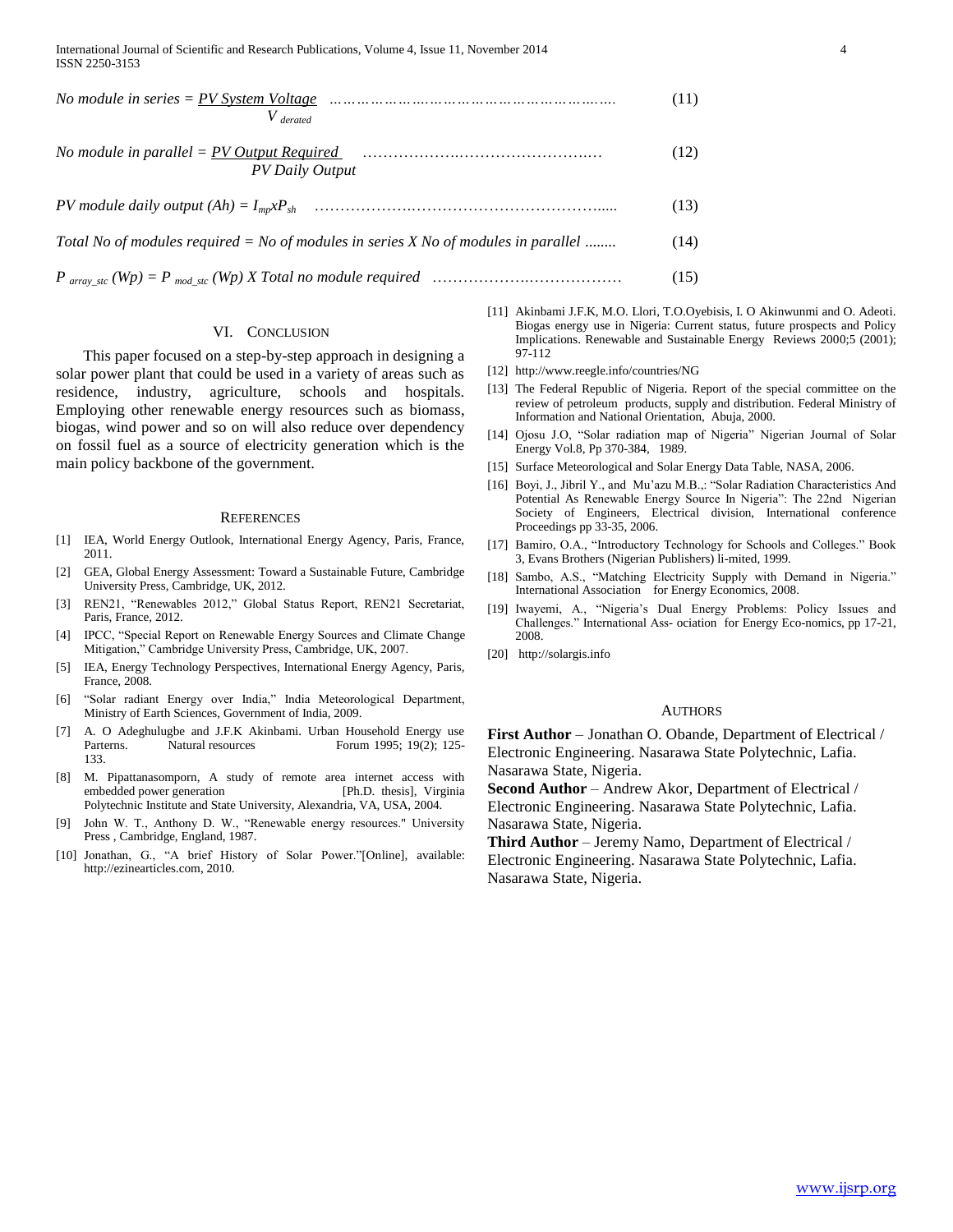$$No\ module\ in\ series = \frac{PV\ System\ Voltage}{V_{derated}} \quad (11)$$

$$No\ module\ in\ parallel = \frac{PV\ Output\ Required}{PV\ Daily\ Output} \quad (12)$$

$$PV\ module\ daily\ output\ (Ah) = I_{mp} x P_{sh} \quad (13)$$

$$Total\ No\ of\ modules\ required = No\ of\ modules\ in\ series\ X\ No\ of\ modules\ in\ parallel \quad (14)$$

$$P_{array\_stc}\ (Wp) = P_{mod\_stc}\ (Wp)\ X\ Total\ no\ module\ required \quad (15)$$

## VI. Conclusion

This paper focused on a step-by-step approach in designing a solar power plant that could be used in a variety of areas such as residence, industry, agriculture, schools and hospitals. Employing other renewable energy resources such as biomass, biogas, wind power and so on will also reduce over dependency on fossil fuel as a source of electricity generation which is the main policy backbone of the government.

## References

[1] IEA, World Energy Outlook, International Energy Agency, Paris, France, 2011.

[2] GEA, Global Energy Assessment: Toward a Sustainable Future, Cambridge University Press, Cambridge, UK, 2012.

[3] REN21, "Renewables 2012," Global Status Report, REN21 Secretariat, Paris, France, 2012.

[4] IPCC, "Special Report on Renewable Energy Sources and Climate Change Mitigation," Cambridge University Press, Cambridge, UK, 2007.

[5] IEA, Energy Technology Perspectives, International Energy Agency, Paris, France, 2008.

[6] "Solar radiant Energy over India," India Meteorological Department, Ministry of Earth Sciences, Government of India, 2009.

[7] A. O Adeghulugbe and J.F.K Akinbami. Urban Household Energy use Parterns. Natural resources Forum 1995; 19(2); 125-133.

[8] M. Pipattanasomporn, A study of remote area internet access with embedded power generation [Ph.D. thesis], Virginia Polytechnic Institute and State University, Alexandria, VA, USA, 2004.

[9] John W. T., Anthony D. W., "Renewable energy resources." University Press , Cambridge, England, 1987.

[10] Jonathan, G., "A brief History of Solar Power."[Online], available: http://ezinearticles.com, 2010.

[11] Akinbami J.F.K, M.O. Llori, T.O.Oyebisis, I. O Akinwunmi and O. Adeoti. Biogas energy use in Nigeria: Current status, future prospects and Policy Implications. Renewable and Sustainable Energy Reviews 2000;5 (2001); 97-112

[12] http://www.reegle.info/countries/NG

[13] The Federal Republic of Nigeria. Report of the special committee on the review of petroleum products, supply and distribution. Federal Ministry of Information and National Orientation, Abuja, 2000.

[14] Ojosu J.O, "Solar radiation map of Nigeria" Nigerian Journal of Solar Energy Vol.8, Pp 370-384, 1989.

[15] Surface Meteorological and Solar Energy Data Table, NASA, 2006.

[16] Boyi, J., Jibril Y., and Mu'azu M.B.,: "Solar Radiation Characteristics And Potential As Renewable Energy Source In Nigeria": The 22nd Nigerian Society of Engineers, Electrical division, International conference Proceedings pp 33-35, 2006.

[17] Bamiro, O.A., "Introductory Technology for Schools and Colleges." Book 3, Evans Brothers (Nigerian Publishers) li-mited, 1999.

[18] Sambo, A.S., "Matching Electricity Supply with Demand in Nigeria." International Association for Energy Economics, 2008.

[19] Iwayemi, A., "Nigeria's Dual Energy Problems: Policy Issues and Challenges." International Ass- ociation for Energy Eco-nomics, pp 17-21, 2008.

[20] http://solargis.info

## Authors

**First Author** – Jonathan O. Obande, Department of Electrical / Electronic Engineering. Nasarawa State Polytechnic, Lafia. Nasarawa State, Nigeria.

**Second Author** – Andrew Akor, Department of Electrical / Electronic Engineering. Nasarawa State Polytechnic, Lafia. Nasarawa State, Nigeria.

**Third Author** – Jeremy Namo, Department of Electrical / Electronic Engineering. Nasarawa State Polytechnic, Lafia. Nasarawa State, Nigeria.